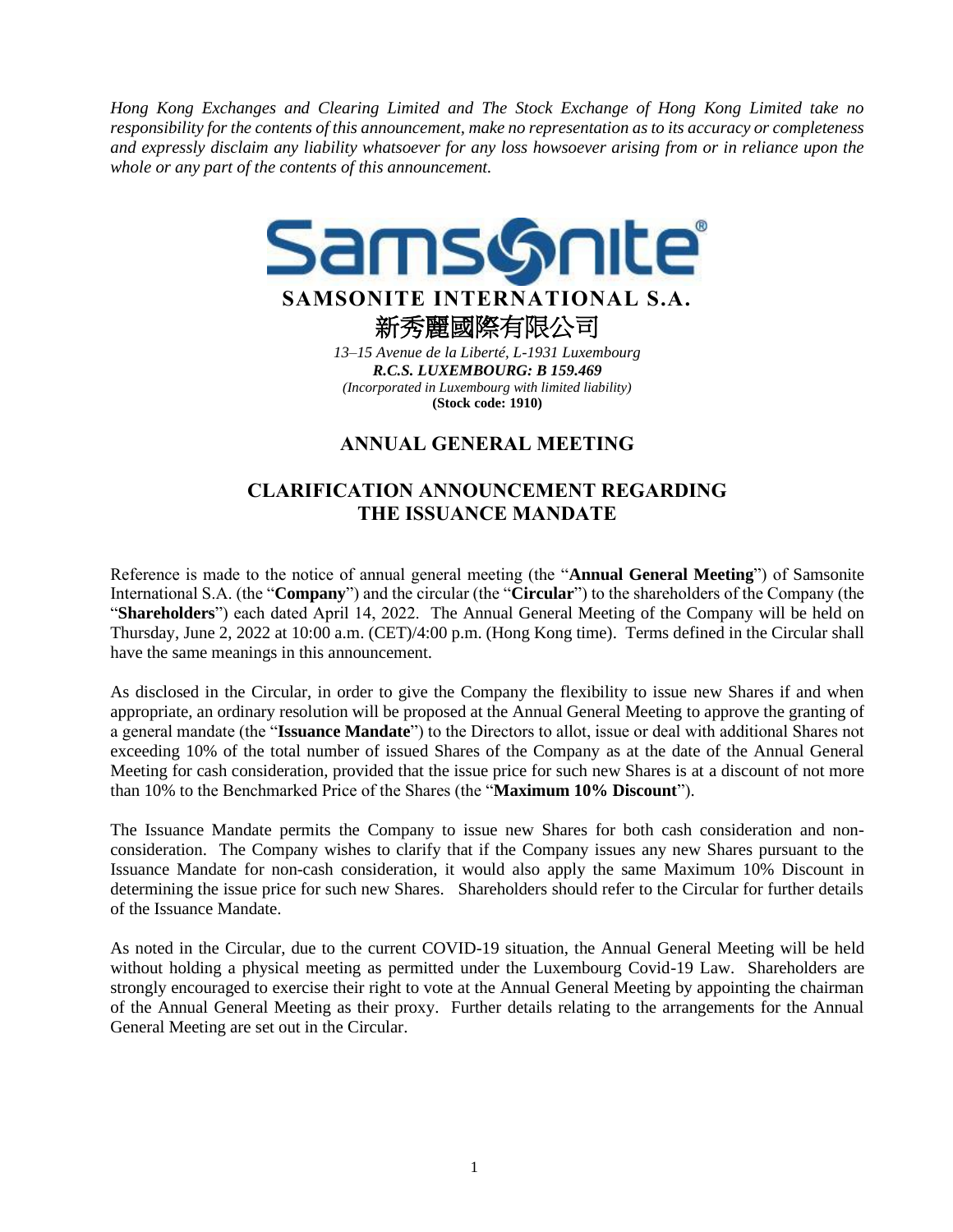*Hong Kong Exchanges and Clearing Limited and The Stock Exchange of Hong Kong Limited take no responsibility for the contents of this announcement, make no representation as to its accuracy or completeness and expressly disclaim any liability whatsoever for any loss howsoever arising from or in reliance upon the whole or any part of the contents of this announcement.*

**SAMSONITE INTERNATIONAL S.A.**

**新秀麗國際有限公司**

*13–15 Avenue de la Liberté, L-1931 Luxembourg*

***R.C.S. LUXEMBOURG: B 159.469***

*(Incorporated in Luxembourg with limited liability)*

**(Stock code: 1910)**

# ANNUAL GENERAL MEETING

# CLARIFICATION ANNOUNCEMENT REGARDING THE ISSUANCE MANDATE

Reference is made to the notice of annual general meeting (the "**Annual General Meeting**") of Samsonite International S.A. (the "**Company**") and the circular (the "**Circular**") to the shareholders of the Company (the "**Shareholders**") each dated April 14, 2022. The Annual General Meeting of the Company will be held on Thursday, June 2, 2022 at 10:00 a.m. (CET)/4:00 p.m. (Hong Kong time). Terms defined in the Circular shall have the same meanings in this announcement.

As disclosed in the Circular, in order to give the Company the flexibility to issue new Shares if and when appropriate, an ordinary resolution will be proposed at the Annual General Meeting to approve the granting of a general mandate (the "**Issuance Mandate**") to the Directors to allot, issue or deal with additional Shares not exceeding 10% of the total number of issued Shares of the Company as at the date of the Annual General Meeting for cash consideration, provided that the issue price for such new Shares is at a discount of not more than 10% to the Benchmarked Price of the Shares (the "**Maximum 10% Discount**").

The Issuance Mandate permits the Company to issue new Shares for both cash consideration and non-consideration. The Company wishes to clarify that if the Company issues any new Shares pursuant to the Issuance Mandate for non-cash consideration, it would also apply the same Maximum 10% Discount in determining the issue price for such new Shares. Shareholders should refer to the Circular for further details of the Issuance Mandate.

As noted in the Circular, due to the current COVID-19 situation, the Annual General Meeting will be held without holding a physical meeting as permitted under the Luxembourg Covid-19 Law. Shareholders are strongly encouraged to exercise their right to vote at the Annual General Meeting by appointing the chairman of the Annual General Meeting as their proxy. Further details relating to the arrangements for the Annual General Meeting are set out in the Circular.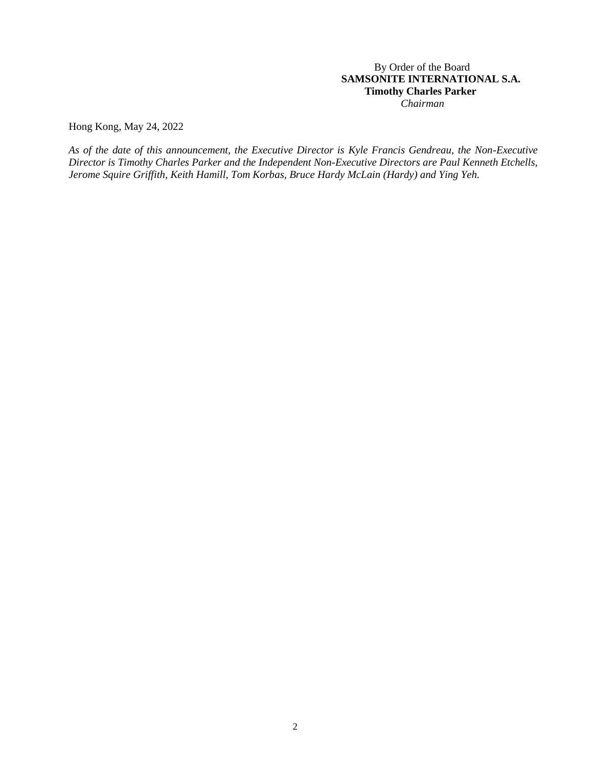By Order of the Board
**SAMSONITE INTERNATIONAL S.A.**
**Timothy Charles Parker**
*Chairman*

Hong Kong, May 24, 2022

*As of the date of this announcement, the Executive Director is Kyle Francis Gendreau, the Non-Executive Director is Timothy Charles Parker and the Independent Non-Executive Directors are Paul Kenneth Etchells, Jerome Squire Griffith, Keith Hamill, Tom Korbas, Bruce Hardy McLain (Hardy) and Ying Yeh.*